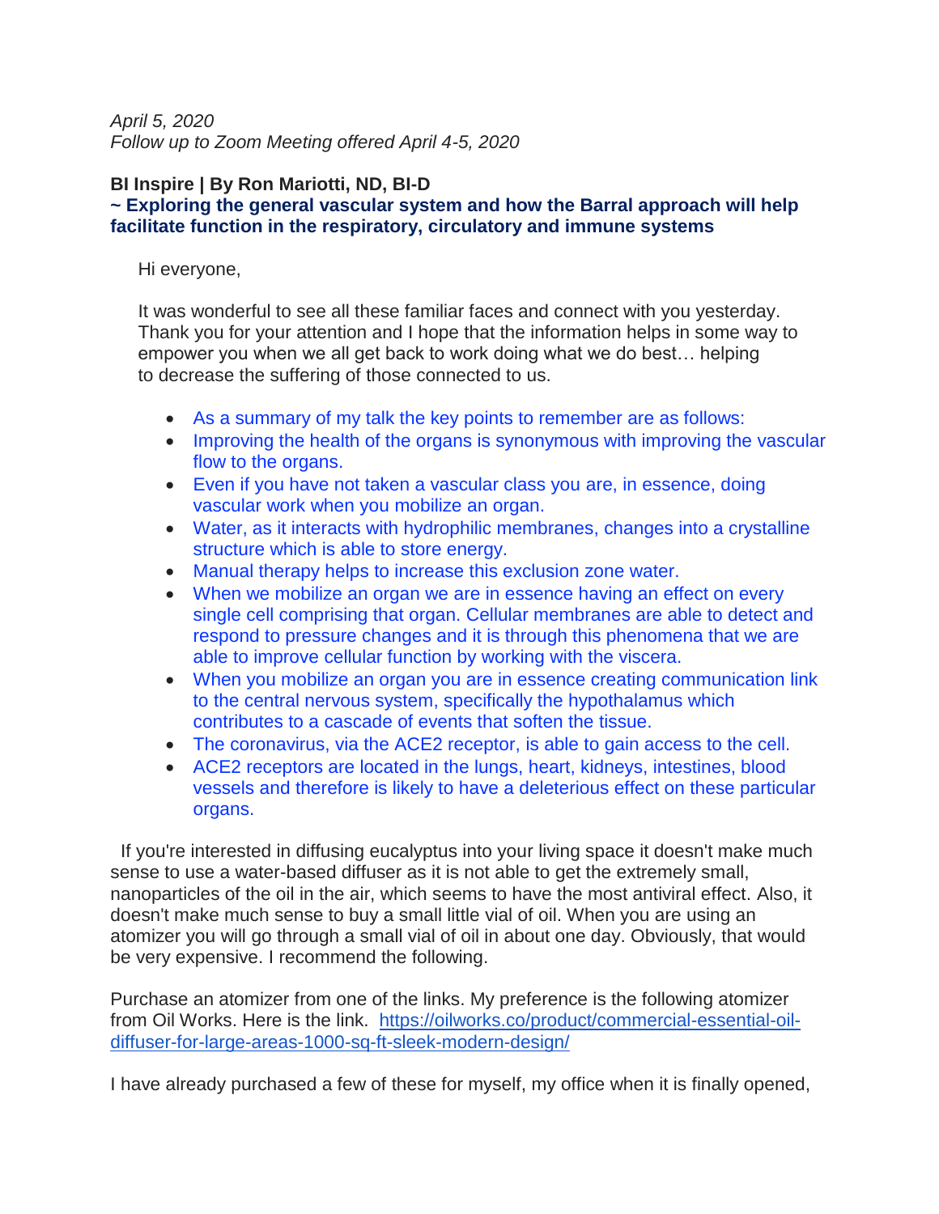*April 5, 2020*
*Follow up to Zoom Meeting offered April 4-5, 2020*

**BI Inspire | By Ron Mariotti, ND, BI-D**
**~ Exploring the general vascular system and how the Barral approach will help facilitate function in the respiratory, circulatory and immune systems**

Hi everyone,

It was wonderful to see all these familiar faces and connect with you yesterday. Thank you for your attention and I hope that the information helps in some way to empower you when we all get back to work doing what we do best… helping to decrease the suffering of those connected to us.

- As a summary of my talk the key points to remember are as follows:
- Improving the health of the organs is synonymous with improving the vascular flow to the organs.
- Even if you have not taken a vascular class you are, in essence, doing vascular work when you mobilize an organ.
- Water, as it interacts with hydrophilic membranes, changes into a crystalline structure which is able to store energy.
- Manual therapy helps to increase this exclusion zone water.
- When we mobilize an organ we are in essence having an effect on every single cell comprising that organ. Cellular membranes are able to detect and respond to pressure changes and it is through this phenomena that we are able to improve cellular function by working with the viscera.
- When you mobilize an organ you are in essence creating communication link to the central nervous system, specifically the hypothalamus which contributes to a cascade of events that soften the tissue.
- The coronavirus, via the ACE2 receptor, is able to gain access to the cell.
- ACE2 receptors are located in the lungs, heart, kidneys, intestines, blood vessels and therefore is likely to have a deleterious effect on these particular organs.

If you're interested in diffusing eucalyptus into your living space it doesn't make much sense to use a water-based diffuser as it is not able to get the extremely small, nanoparticles of the oil in the air, which seems to have the most antiviral effect. Also, it doesn't make much sense to buy a small little vial of oil. When you are using an atomizer you will go through a small vial of oil in about one day. Obviously, that would be very expensive. I recommend the following.

Purchase an atomizer from one of the links. My preference is the following atomizer from Oil Works. Here is the link. https://oilworks.co/product/commercial-essential-oil-diffuser-for-large-areas-1000-sq-ft-sleek-modern-design/

I have already purchased a few of these for myself, my office when it is finally opened,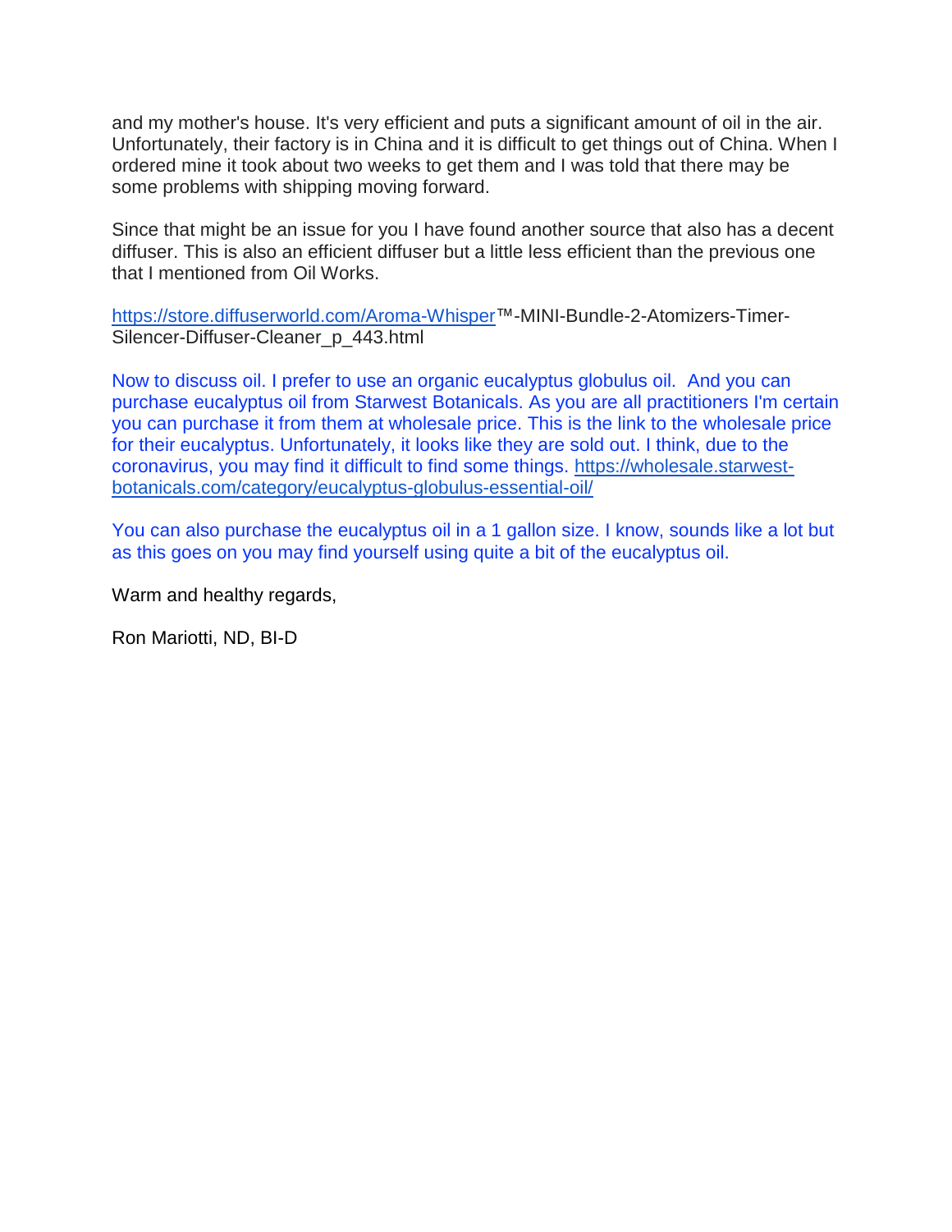and my mother's house. It's very efficient and puts a significant amount of oil in the air. Unfortunately, their factory is in China and it is difficult to get things out of China. When I ordered mine it took about two weeks to get them and I was told that there may be some problems with shipping moving forward.

Since that might be an issue for you I have found another source that also has a decent diffuser. This is also an efficient diffuser but a little less efficient than the previous one that I mentioned from Oil Works.

[https://store.diffuserworld.com/Aroma-Whisper](https://store.diffuserworld.com/Aroma-Whisper)™-MINI-Bundle-2-Atomizers-Timer-Silencer-Diffuser-Cleaner_p_443.html

Now to discuss oil. I prefer to use an organic eucalyptus globulus oil. And you can purchase eucalyptus oil from Starwest Botanicals. As you are all practitioners I'm certain you can purchase it from them at wholesale price. This is the link to the wholesale price for their eucalyptus. Unfortunately, it looks like they are sold out. I think, due to the coronavirus, you may find it difficult to find some things. [https://wholesale.starwest-botanicals.com/category/eucalyptus-globulus-essential-oil/](https://wholesale.starwest-botanicals.com/category/eucalyptus-globulus-essential-oil/)

You can also purchase the eucalyptus oil in a 1 gallon size. I know, sounds like a lot but as this goes on you may find yourself using quite a bit of the eucalyptus oil.

Warm and healthy regards,

Ron Mariotti, ND, BI-D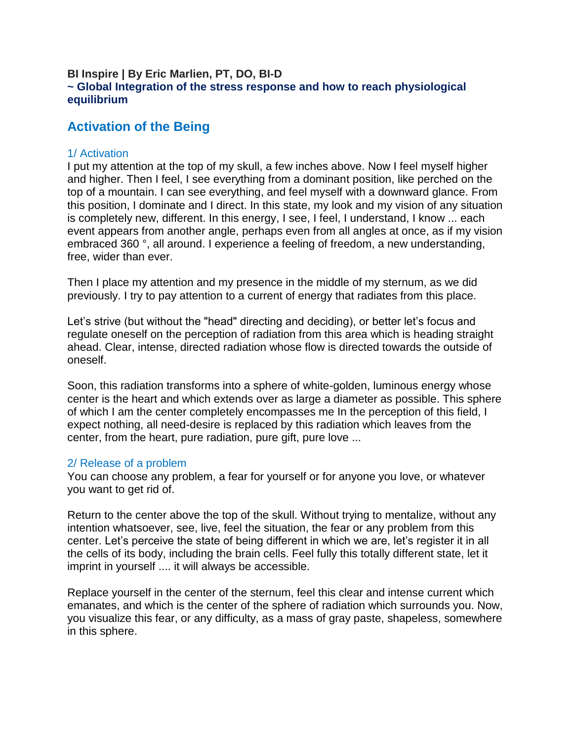**BI Inspire | By Eric Marlien, PT, DO, BI-D**
**~ Global Integration of the stress response and how to reach physiological equilibrium**

## Activation of the Being

### 1/ Activation

I put my attention at the top of my skull, a few inches above. Now I feel myself higher and higher. Then I feel, I see everything from a dominant position, like perched on the top of a mountain. I can see everything, and feel myself with a downward glance. From this position, I dominate and I direct. In this state, my look and my vision of any situation is completely new, different. In this energy, I see, I feel, I understand, I know ... each event appears from another angle, perhaps even from all angles at once, as if my vision embraced 360 °, all around. I experience a feeling of freedom, a new understanding, free, wider than ever.

Then I place my attention and my presence in the middle of my sternum, as we did previously. I try to pay attention to a current of energy that radiates from this place.

Let's strive (but without the "head" directing and deciding), or better let's focus and regulate oneself on the perception of radiation from this area which is heading straight ahead. Clear, intense, directed radiation whose flow is directed towards the outside of oneself.

Soon, this radiation transforms into a sphere of white-golden, luminous energy whose center is the heart and which extends over as large a diameter as possible. This sphere of which I am the center completely encompasses me In the perception of this field, I expect nothing, all need-desire is replaced by this radiation which leaves from the center, from the heart, pure radiation, pure gift, pure love ...

### 2/ Release of a problem

You can choose any problem, a fear for yourself or for anyone you love, or whatever you want to get rid of.

Return to the center above the top of the skull. Without trying to mentalize, without any intention whatsoever, see, live, feel the situation, the fear or any problem from this center. Let's perceive the state of being different in which we are, let's register it in all the cells of its body, including the brain cells. Feel fully this totally different state, let it imprint in yourself .... it will always be accessible.

Replace yourself in the center of the sternum, feel this clear and intense current which emanates, and which is the center of the sphere of radiation which surrounds you. Now, you visualize this fear, or any difficulty, as a mass of gray paste, shapeless, somewhere in this sphere.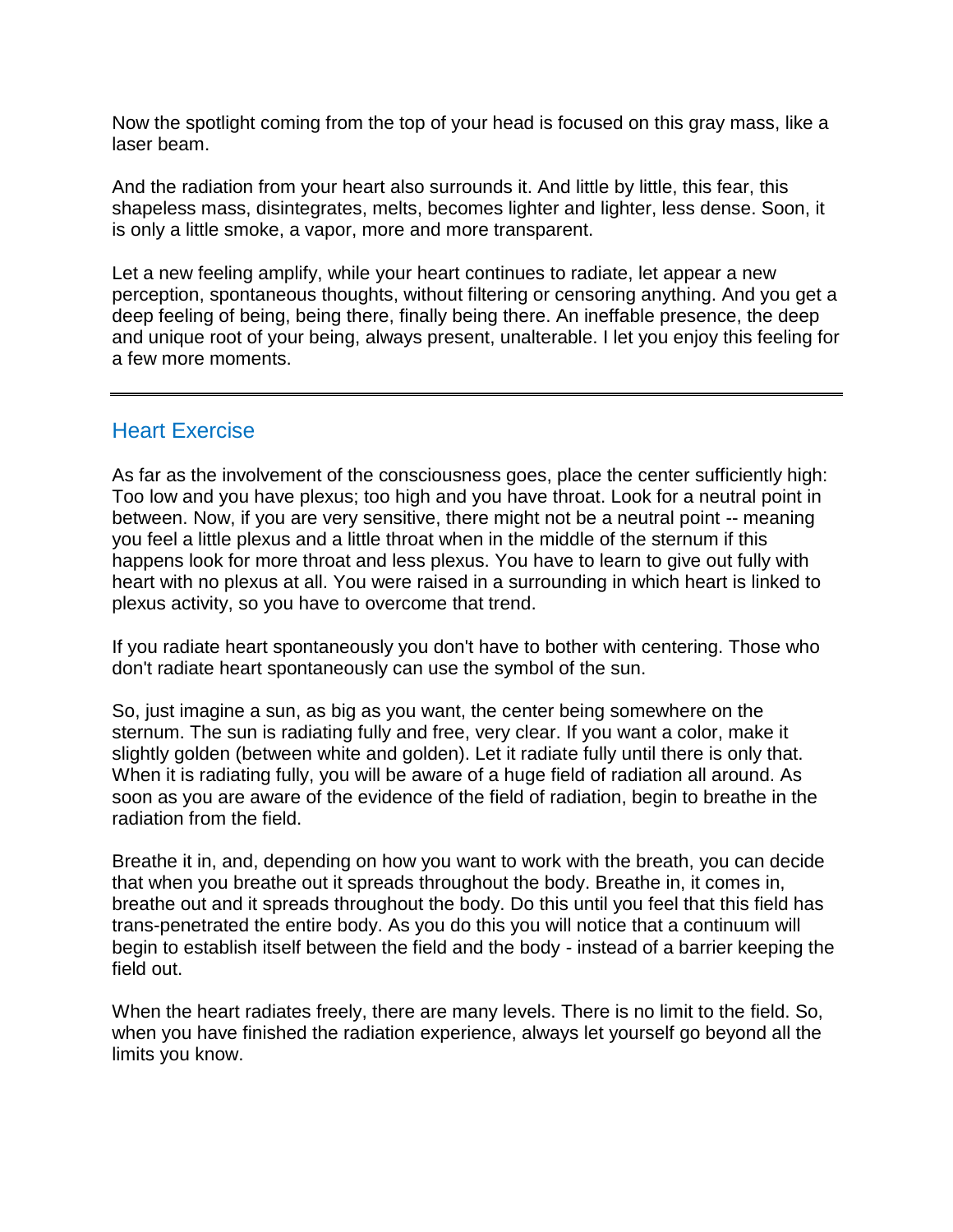Now the spotlight coming from the top of your head is focused on this gray mass, like a laser beam.

And the radiation from your heart also surrounds it. And little by little, this fear, this shapeless mass, disintegrates, melts, becomes lighter and lighter, less dense. Soon, it is only a little smoke, a vapor, more and more transparent.

Let a new feeling amplify, while your heart continues to radiate, let appear a new perception, spontaneous thoughts, without filtering or censoring anything. And you get a deep feeling of being, being there, finally being there. An ineffable presence, the deep and unique root of your being, always present, unalterable. I let you enjoy this feeling for a few more moments.

---

## Heart Exercise

As far as the involvement of the consciousness goes, place the center sufficiently high: Too low and you have plexus; too high and you have throat. Look for a neutral point in between. Now, if you are very sensitive, there might not be a neutral point -- meaning you feel a little plexus and a little throat when in the middle of the sternum if this happens look for more throat and less plexus. You have to learn to give out fully with heart with no plexus at all. You were raised in a surrounding in which heart is linked to plexus activity, so you have to overcome that trend.

If you radiate heart spontaneously you don't have to bother with centering. Those who don't radiate heart spontaneously can use the symbol of the sun.

So, just imagine a sun, as big as you want, the center being somewhere on the sternum. The sun is radiating fully and free, very clear. If you want a color, make it slightly golden (between white and golden). Let it radiate fully until there is only that. When it is radiating fully, you will be aware of a huge field of radiation all around. As soon as you are aware of the evidence of the field of radiation, begin to breathe in the radiation from the field.

Breathe it in, and, depending on how you want to work with the breath, you can decide that when you breathe out it spreads throughout the body. Breathe in, it comes in, breathe out and it spreads throughout the body. Do this until you feel that this field has trans-penetrated the entire body. As you do this you will notice that a continuum will begin to establish itself between the field and the body - instead of a barrier keeping the field out.

When the heart radiates freely, there are many levels. There is no limit to the field. So, when you have finished the radiation experience, always let yourself go beyond all the limits you know.